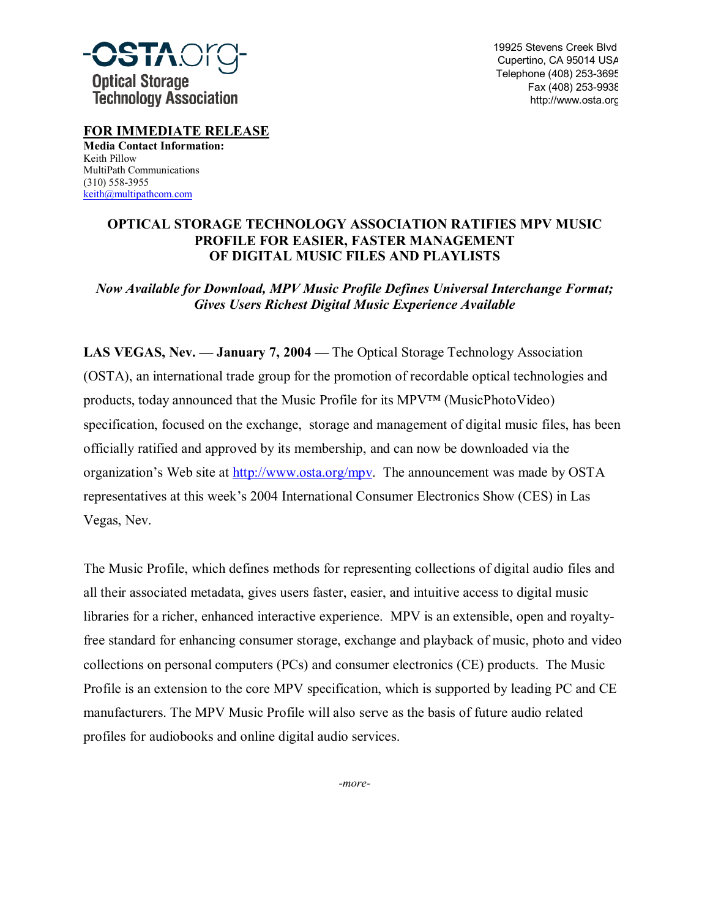-OSTA.org-
Optical Storage
Technology Association

19925 Stevens Creek Blvd
Cupertino, CA 95014 USA
Telephone (408) 253-3695
Fax (408) 253-9938
http://www.osta.org

**FOR IMMEDIATE RELEASE**
**Media Contact Information:**
Keith Pillow
MultiPath Communications
(310) 558-3955
keith@multipathcom.com

# OPTICAL STORAGE TECHNOLOGY ASSOCIATION RATIFIES MPV MUSIC PROFILE FOR EASIER, FASTER MANAGEMENT OF DIGITAL MUSIC FILES AND PLAYLISTS

***Now Available for Download, MPV Music Profile Defines Universal Interchange Format; Gives Users Richest Digital Music Experience Available***

**LAS VEGAS, Nev. — January 7, 2004 —** The Optical Storage Technology Association (OSTA), an international trade group for the promotion of recordable optical technologies and products, today announced that the Music Profile for its MPV™ (MusicPhotoVideo) specification, focused on the exchange, storage and management of digital music files, has been officially ratified and approved by its membership, and can now be downloaded via the organization's Web site at http://www.osta.org/mpv. The announcement was made by OSTA representatives at this week's 2004 International Consumer Electronics Show (CES) in Las Vegas, Nev.

The Music Profile, which defines methods for representing collections of digital audio files and all their associated metadata, gives users faster, easier, and intuitive access to digital music libraries for a richer, enhanced interactive experience. MPV is an extensible, open and royalty-free standard for enhancing consumer storage, exchange and playback of music, photo and video collections on personal computers (PCs) and consumer electronics (CE) products. The Music Profile is an extension to the core MPV specification, which is supported by leading PC and CE manufacturers. The MPV Music Profile will also serve as the basis of future audio related profiles for audiobooks and online digital audio services.

*-more-*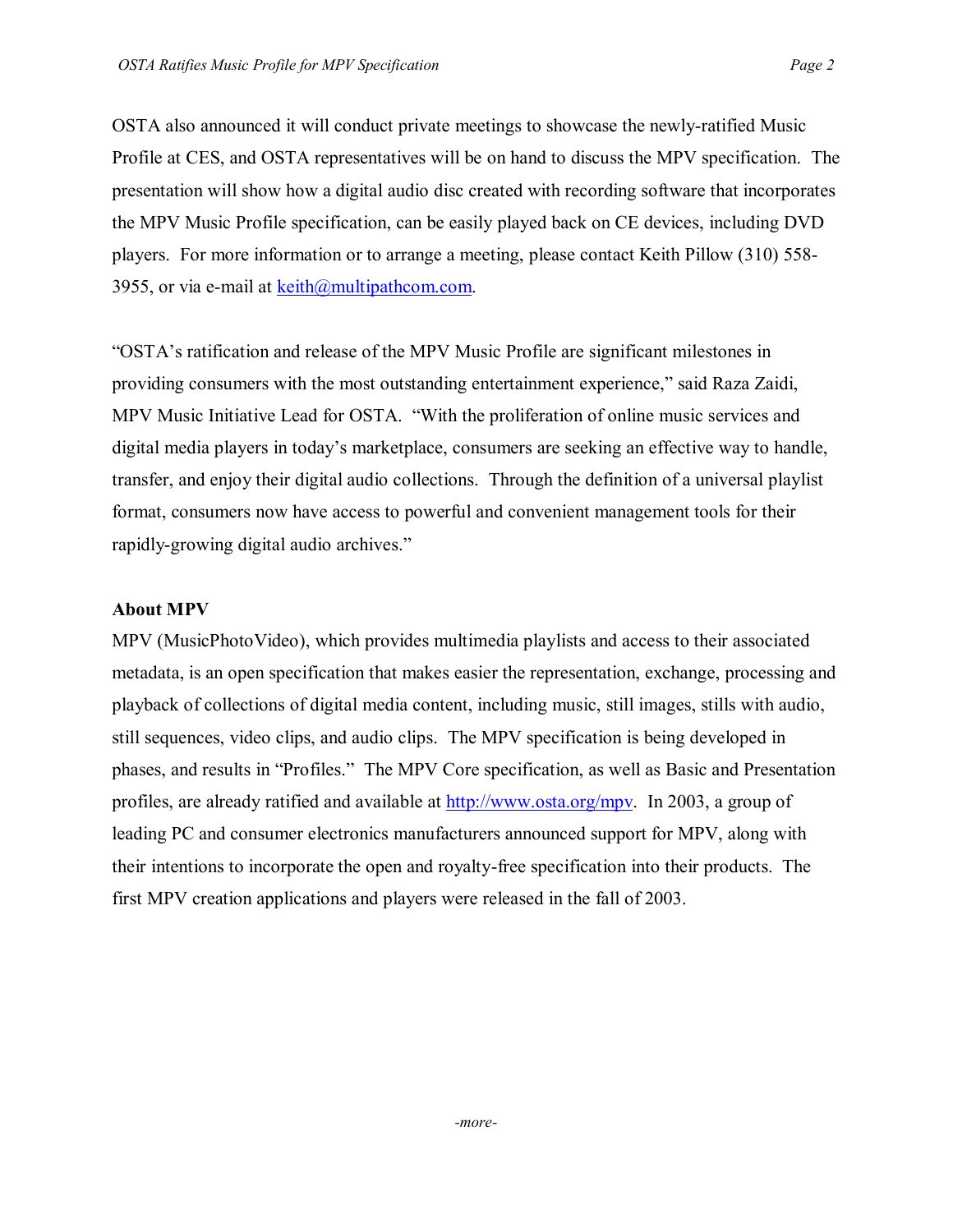OSTA also announced it will conduct private meetings to showcase the newly-ratified Music Profile at CES, and OSTA representatives will be on hand to discuss the MPV specification. The presentation will show how a digital audio disc created with recording software that incorporates the MPV Music Profile specification, can be easily played back on CE devices, including DVD players. For more information or to arrange a meeting, please contact Keith Pillow (310) 558-3955, or via e-mail at keith@multipathcom.com.

"OSTA's ratification and release of the MPV Music Profile are significant milestones in providing consumers with the most outstanding entertainment experience," said Raza Zaidi, MPV Music Initiative Lead for OSTA. "With the proliferation of online music services and digital media players in today's marketplace, consumers are seeking an effective way to handle, transfer, and enjoy their digital audio collections. Through the definition of a universal playlist format, consumers now have access to powerful and convenient management tools for their rapidly-growing digital audio archives."

**About MPV**

MPV (MusicPhotoVideo), which provides multimedia playlists and access to their associated metadata, is an open specification that makes easier the representation, exchange, processing and playback of collections of digital media content, including music, still images, stills with audio, still sequences, video clips, and audio clips. The MPV specification is being developed in phases, and results in "Profiles." The MPV Core specification, as well as Basic and Presentation profiles, are already ratified and available at http://www.osta.org/mpv. In 2003, a group of leading PC and consumer electronics manufacturers announced support for MPV, along with their intentions to incorporate the open and royalty-free specification into their products. The first MPV creation applications and players were released in the fall of 2003.

*-more-*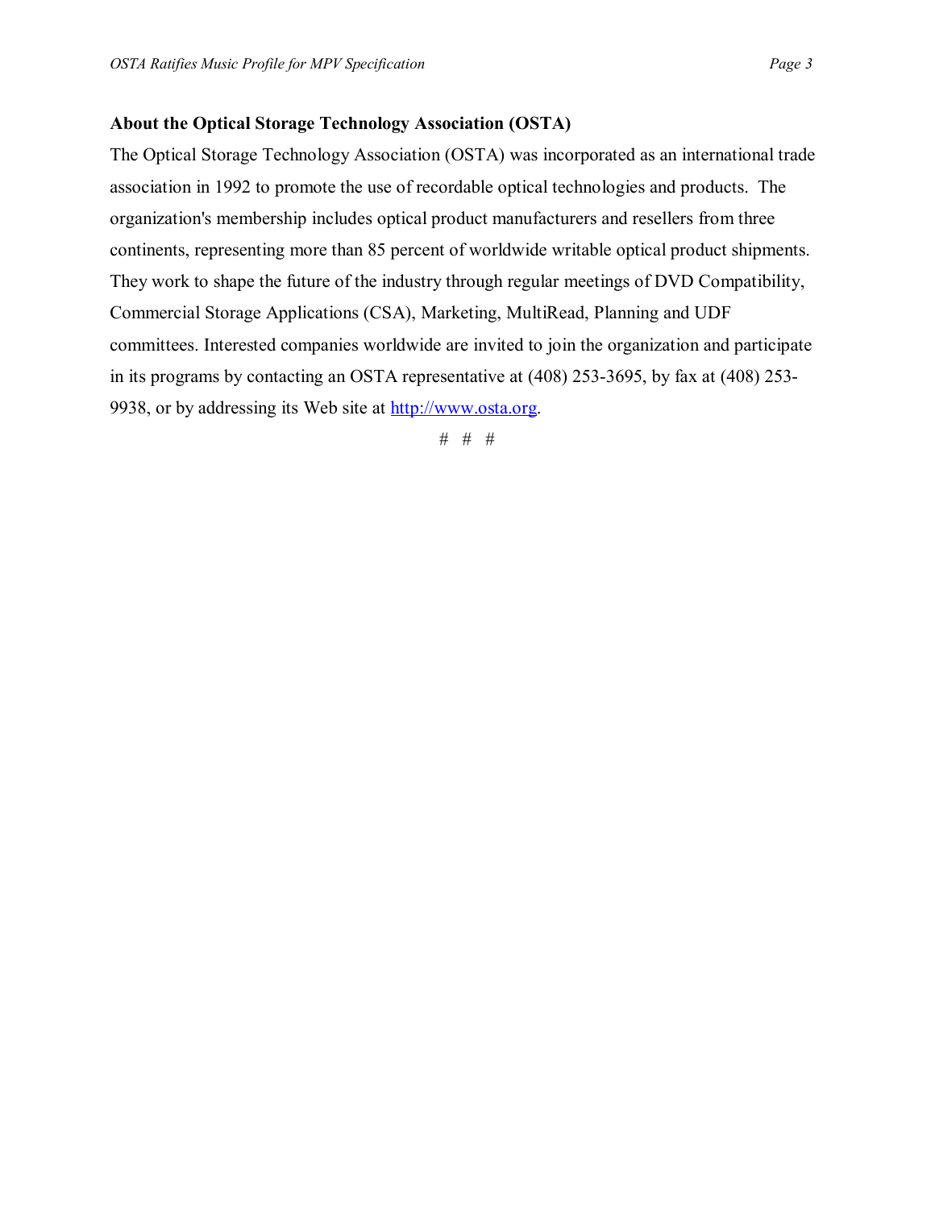**About the Optical Storage Technology Association (OSTA)**

The Optical Storage Technology Association (OSTA) was incorporated as an international trade association in 1992 to promote the use of recordable optical technologies and products. The organization's membership includes optical product manufacturers and resellers from three continents, representing more than 85 percent of worldwide writable optical product shipments. They work to shape the future of the industry through regular meetings of DVD Compatibility, Commercial Storage Applications (CSA), Marketing, MultiRead, Planning and UDF committees. Interested companies worldwide are invited to join the organization and participate in its programs by contacting an OSTA representative at (408) 253-3695, by fax at (408) 253-9938, or by addressing its Web site at http://www.osta.org.

# # #